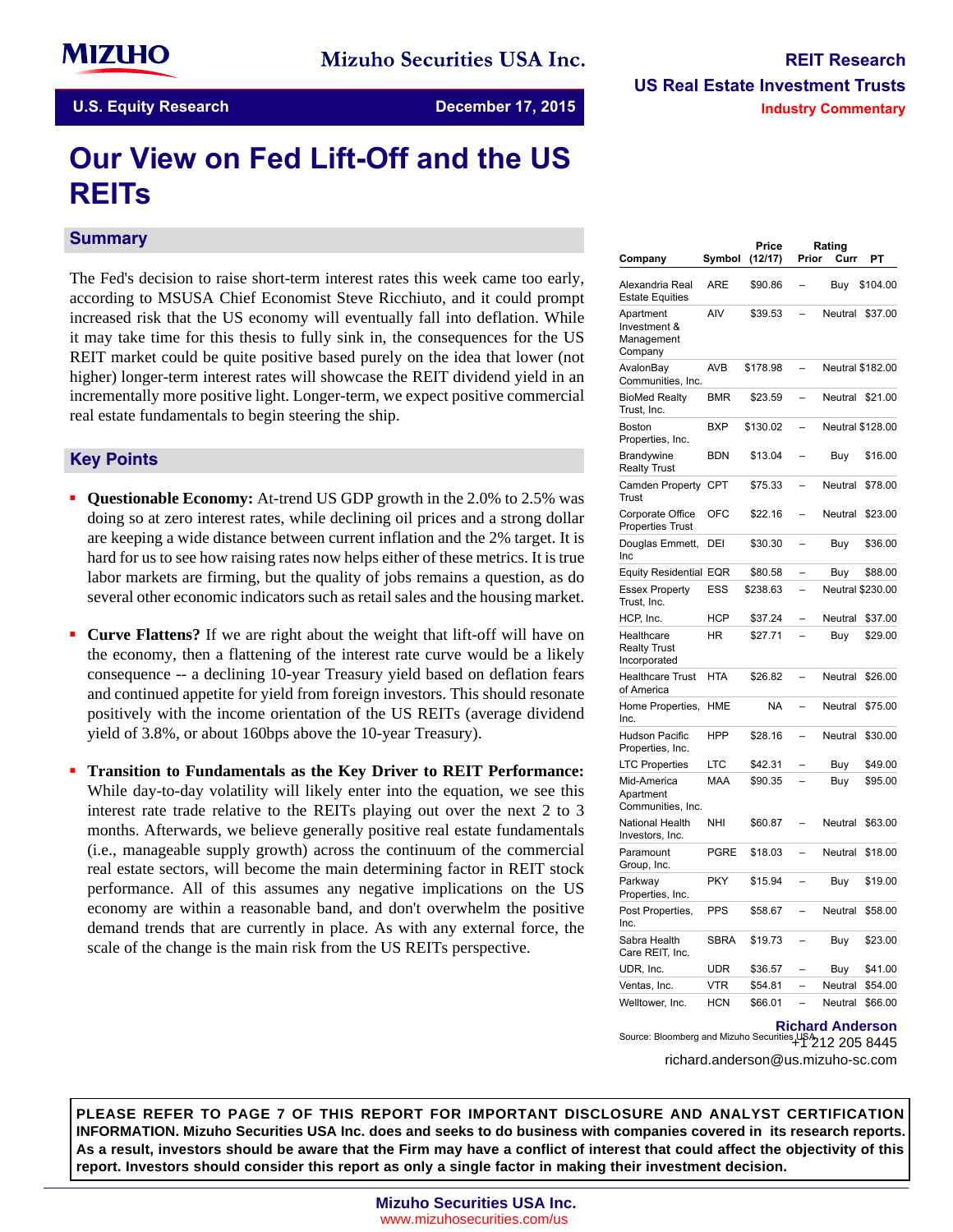MIZUHO

Mizuho Securities USA Inc.

REIT Research

US Real Estate Investment Trusts

Industry Commentary

U.S. Equity Research — December 17, 2015

# Our View on Fed Lift-Off and the US REITs

## Summary

The Fed's decision to raise short-term interest rates this week came too early, according to MSUSA Chief Economist Steve Ricchiuto, and it could prompt increased risk that the US economy will eventually fall into deflation. While it may take time for this thesis to fully sink in, the consequences for the US REIT market could be quite positive based purely on the idea that lower (not higher) longer-term interest rates will showcase the REIT dividend yield in an incrementally more positive light. Longer-term, we expect positive commercial real estate fundamentals to begin steering the ship.

## Key Points

- **Questionable Economy:** At-trend US GDP growth in the 2.0% to 2.5% was doing so at zero interest rates, while declining oil prices and a strong dollar are keeping a wide distance between current inflation and the 2% target. It is hard for us to see how raising rates now helps either of these metrics. It is true labor markets are firming, but the quality of jobs remains a question, as do several other economic indicators such as retail sales and the housing market.

- **Curve Flattens?** If we are right about the weight that lift-off will have on the economy, then a flattening of the interest rate curve would be a likely consequence -- a declining 10-year Treasury yield based on deflation fears and continued appetite for yield from foreign investors. This should resonate positively with the income orientation of the US REITs (average dividend yield of 3.8%, or about 160bps above the 10-year Treasury).

- **Transition to Fundamentals as the Key Driver to REIT Performance:** While day-to-day volatility will likely enter into the equation, we see this interest rate trade relative to the REITs playing out over the next 2 to 3 months. Afterwards, we believe generally positive real estate fundamentals (i.e., manageable supply growth) across the continuum of the commercial real estate sectors, will become the main determining factor in REIT stock performance. All of this assumes any negative implications on the US economy are within a reasonable band, and don't overwhelm the positive demand trends that are currently in place. As with any external force, the scale of the change is the main risk from the US REITs perspective.

| Company | Symbol | Price (12/17) | Rating Prior | Rating Curr | PT |
|---|---|---|---|---|---|
| Alexandria Real Estate Equities | ARE | $90.86 | – | Buy | $104.00 |
| Apartment Investment & Management Company | AIV | $39.53 | – | Neutral | $37.00 |
| AvalonBay Communities, Inc. | AVB | $178.98 | – | Neutral | $182.00 |
| BioMed Realty Trust, Inc. | BMR | $23.59 | – | Neutral | $21.00 |
| Boston Properties, Inc. | BXP | $130.02 | – | Neutral | $128.00 |
| Brandywine Realty Trust | BDN | $13.04 | – | Buy | $16.00 |
| Camden Property Trust | CPT | $75.33 | – | Neutral | $78.00 |
| Corporate Office Properties Trust | OFC | $22.16 | – | Neutral | $23.00 |
| Douglas Emmett, Inc | DEI | $30.30 | – | Buy | $36.00 |
| Equity Residential | EQR | $80.58 | – | Buy | $88.00 |
| Essex Property Trust, Inc. | ESS | $238.63 | – | Neutral | $230.00 |
| HCP, Inc. | HCP | $37.24 | – | Neutral | $37.00 |
| Healthcare Realty Trust Incorporated | HR | $27.71 | – | Buy | $29.00 |
| Healthcare Trust of America | HTA | $26.82 | – | Neutral | $26.00 |
| Home Properties, Inc. | HME | NA | – | Neutral | $75.00 |
| Hudson Pacific Properties, Inc. | HPP | $28.16 | – | Neutral | $30.00 |
| LTC Properties | LTC | $42.31 | – | Buy | $49.00 |
| Mid-America Apartment Communities, Inc. | MAA | $90.35 | – | Buy | $95.00 |
| National Health Investors, Inc. | NHI | $60.87 | – | Neutral | $63.00 |
| Paramount Group, Inc. | PGRE | $18.03 | – | Neutral | $18.00 |
| Parkway Properties, Inc. | PKY | $15.94 | – | Buy | $19.00 |
| Post Properties, Inc. | PPS | $58.67 | – | Neutral | $58.00 |
| Sabra Health Care REIT, Inc. | SBRA | $19.73 | – | Buy | $23.00 |
| UDR, Inc. | UDR | $36.57 | – | Buy | $41.00 |
| Ventas, Inc. | VTR | $54.81 | – | Neutral | $54.00 |
| Welltower, Inc. | HCN | $66.01 | – | Neutral | $66.00 |

Source: Bloomberg and Mizuho Securities USA

**Richard Anderson**
+1 212 205 8445
richard.anderson@us.mizuho-sc.com

**PLEASE REFER TO PAGE 7 OF THIS REPORT FOR IMPORTANT DISCLOSURE AND ANALYST CERTIFICATION INFORMATION. Mizuho Securities USA Inc. does and seeks to do business with companies covered in its research reports. As a result, investors should be aware that the Firm may have a conflict of interest that could affect the objectivity of this report. Investors should consider this report as only a single factor in making their investment decision.**

Mizuho Securities USA Inc.
www.mizuhosecurities.com/us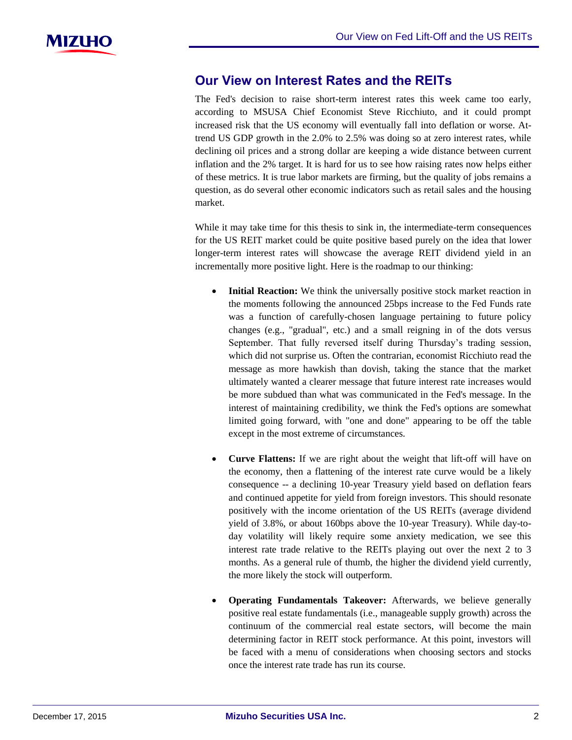## Our View on Interest Rates and the REITs

The Fed's decision to raise short-term interest rates this week came too early, according to MSUSA Chief Economist Steve Ricchiuto, and it could prompt increased risk that the US economy will eventually fall into deflation or worse. At-trend US GDP growth in the 2.0% to 2.5% was doing so at zero interest rates, while declining oil prices and a strong dollar are keeping a wide distance between current inflation and the 2% target. It is hard for us to see how raising rates now helps either of these metrics. It is true labor markets are firming, but the quality of jobs remains a question, as do several other economic indicators such as retail sales and the housing market.

While it may take time for this thesis to sink in, the intermediate-term consequences for the US REIT market could be quite positive based purely on the idea that lower longer-term interest rates will showcase the average REIT dividend yield in an incrementally more positive light. Here is the roadmap to our thinking:

- **Initial Reaction:** We think the universally positive stock market reaction in the moments following the announced 25bps increase to the Fed Funds rate was a function of carefully-chosen language pertaining to future policy changes (e.g., "gradual", etc.) and a small reigning in of the dots versus September. That fully reversed itself during Thursday's trading session, which did not surprise us. Often the contrarian, economist Ricchiuto read the message as more hawkish than dovish, taking the stance that the market ultimately wanted a clearer message that future interest rate increases would be more subdued than what was communicated in the Fed's message. In the interest of maintaining credibility, we think the Fed's options are somewhat limited going forward, with "one and done" appearing to be off the table except in the most extreme of circumstances.

- **Curve Flattens:** If we are right about the weight that lift-off will have on the economy, then a flattening of the interest rate curve would be a likely consequence -- a declining 10-year Treasury yield based on deflation fears and continued appetite for yield from foreign investors. This should resonate positively with the income orientation of the US REITs (average dividend yield of 3.8%, or about 160bps above the 10-year Treasury). While day-to-day volatility will likely require some anxiety medication, we see this interest rate trade relative to the REITs playing out over the next 2 to 3 months. As a general rule of thumb, the higher the dividend yield currently, the more likely the stock will outperform.

- **Operating Fundamentals Takeover:** Afterwards, we believe generally positive real estate fundamentals (i.e., manageable supply growth) across the continuum of the commercial real estate sectors, will become the main determining factor in REIT stock performance. At this point, investors will be faced with a menu of considerations when choosing sectors and stocks once the interest rate trade has run its course.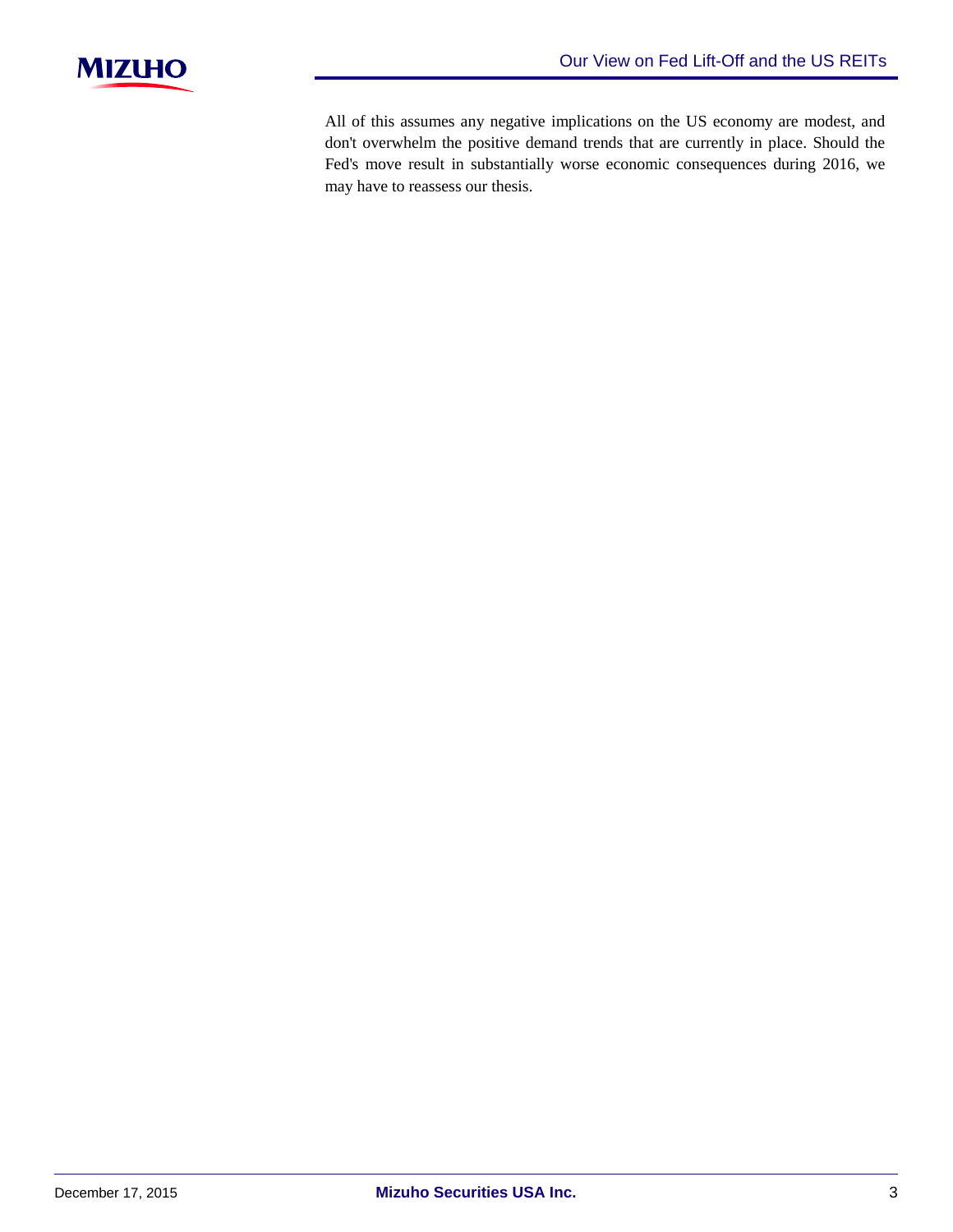All of this assumes any negative implications on the US economy are modest, and don't overwhelm the positive demand trends that are currently in place. Should the Fed's move result in substantially worse economic consequences during 2016, we may have to reassess our thesis.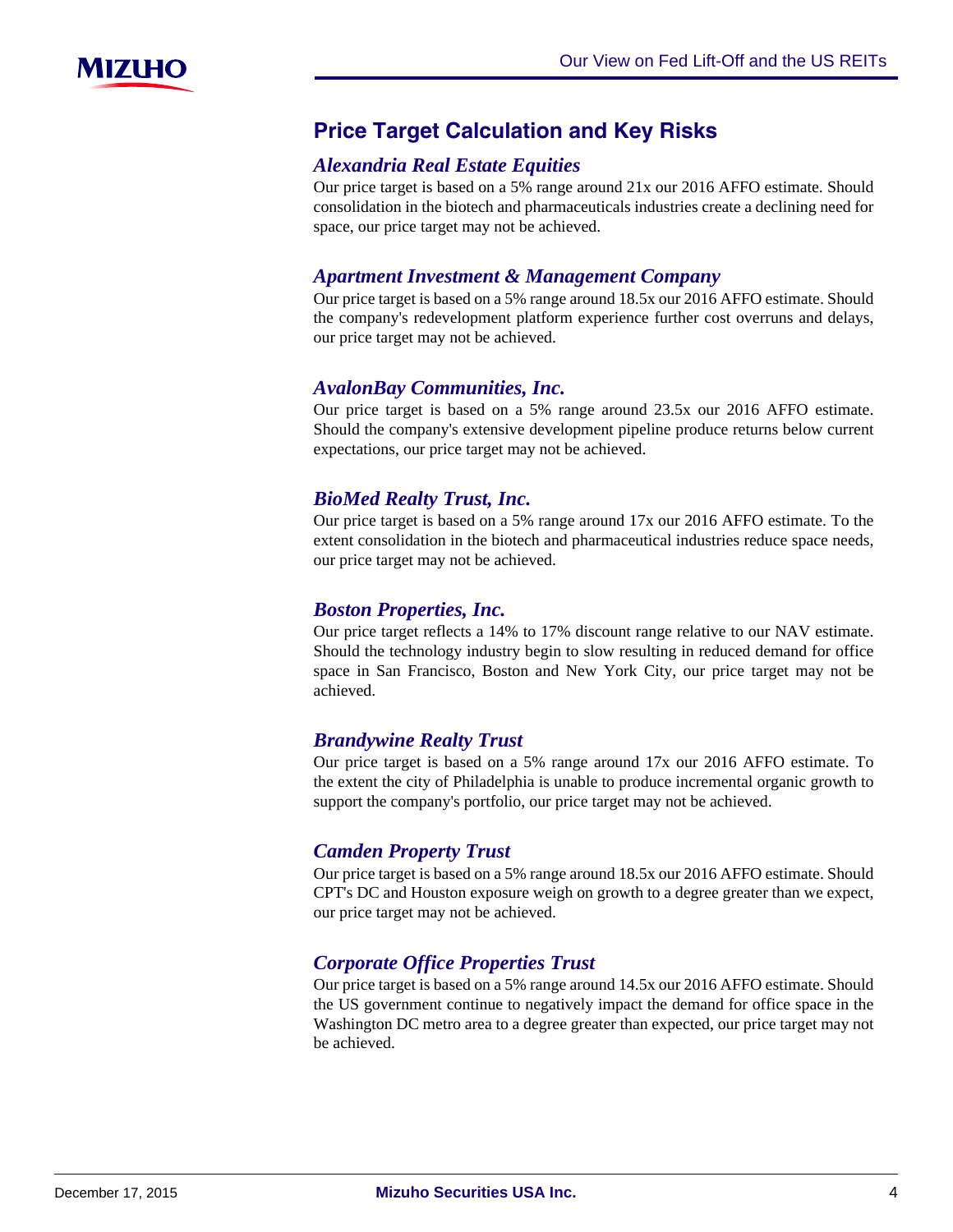## Price Target Calculation and Key Risks

### *Alexandria Real Estate Equities*

Our price target is based on a 5% range around 21x our 2016 AFFO estimate. Should consolidation in the biotech and pharmaceuticals industries create a declining need for space, our price target may not be achieved.

### *Apartment Investment & Management Company*

Our price target is based on a 5% range around 18.5x our 2016 AFFO estimate. Should the company's redevelopment platform experience further cost overruns and delays, our price target may not be achieved.

### *AvalonBay Communities, Inc.*

Our price target is based on a 5% range around 23.5x our 2016 AFFO estimate. Should the company's extensive development pipeline produce returns below current expectations, our price target may not be achieved.

### *BioMed Realty Trust, Inc.*

Our price target is based on a 5% range around 17x our 2016 AFFO estimate. To the extent consolidation in the biotech and pharmaceutical industries reduce space needs, our price target may not be achieved.

### *Boston Properties, Inc.*

Our price target reflects a 14% to 17% discount range relative to our NAV estimate. Should the technology industry begin to slow resulting in reduced demand for office space in San Francisco, Boston and New York City, our price target may not be achieved.

### *Brandywine Realty Trust*

Our price target is based on a 5% range around 17x our 2016 AFFO estimate. To the extent the city of Philadelphia is unable to produce incremental organic growth to support the company's portfolio, our price target may not be achieved.

### *Camden Property Trust*

Our price target is based on a 5% range around 18.5x our 2016 AFFO estimate. Should CPT's DC and Houston exposure weigh on growth to a degree greater than we expect, our price target may not be achieved.

### *Corporate Office Properties Trust*

Our price target is based on a 5% range around 14.5x our 2016 AFFO estimate. Should the US government continue to negatively impact the demand for office space in the Washington DC metro area to a degree greater than expected, our price target may not be achieved.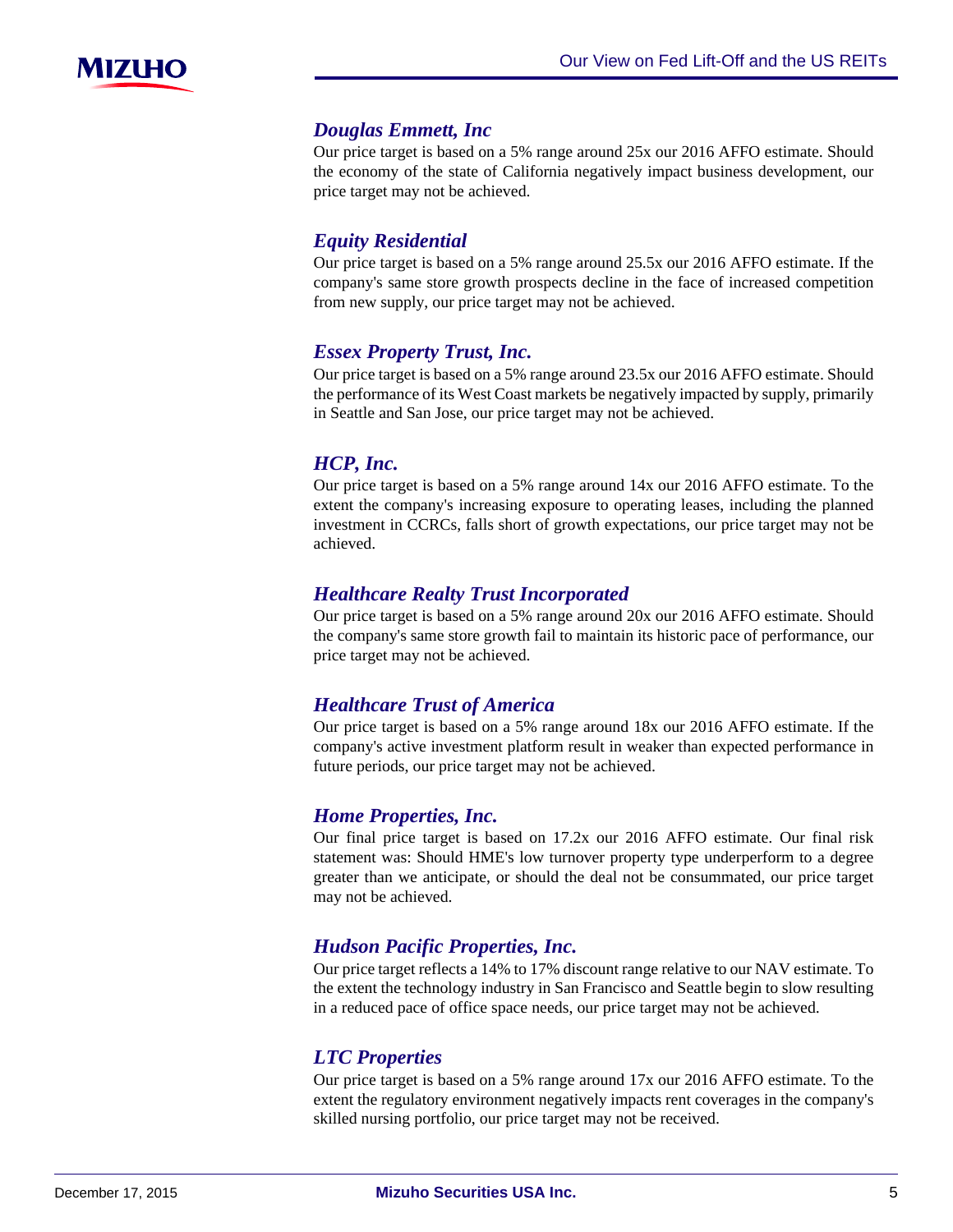### *Douglas Emmett, Inc*

Our price target is based on a 5% range around 25x our 2016 AFFO estimate. Should the economy of the state of California negatively impact business development, our price target may not be achieved.

### *Equity Residential*

Our price target is based on a 5% range around 25.5x our 2016 AFFO estimate. If the company's same store growth prospects decline in the face of increased competition from new supply, our price target may not be achieved.

### *Essex Property Trust, Inc.*

Our price target is based on a 5% range around 23.5x our 2016 AFFO estimate. Should the performance of its West Coast markets be negatively impacted by supply, primarily in Seattle and San Jose, our price target may not be achieved.

### *HCP, Inc.*

Our price target is based on a 5% range around 14x our 2016 AFFO estimate. To the extent the company's increasing exposure to operating leases, including the planned investment in CCRCs, falls short of growth expectations, our price target may not be achieved.

### *Healthcare Realty Trust Incorporated*

Our price target is based on a 5% range around 20x our 2016 AFFO estimate. Should the company's same store growth fail to maintain its historic pace of performance, our price target may not be achieved.

### *Healthcare Trust of America*

Our price target is based on a 5% range around 18x our 2016 AFFO estimate. If the company's active investment platform result in weaker than expected performance in future periods, our price target may not be achieved.

### *Home Properties, Inc.*

Our final price target is based on 17.2x our 2016 AFFO estimate. Our final risk statement was: Should HME's low turnover property type underperform to a degree greater than we anticipate, or should the deal not be consummated, our price target may not be achieved.

### *Hudson Pacific Properties, Inc.*

Our price target reflects a 14% to 17% discount range relative to our NAV estimate. To the extent the technology industry in San Francisco and Seattle begin to slow resulting in a reduced pace of office space needs, our price target may not be achieved.

### *LTC Properties*

Our price target is based on a 5% range around 17x our 2016 AFFO estimate. To the extent the regulatory environment negatively impacts rent coverages in the company's skilled nursing portfolio, our price target may not be received.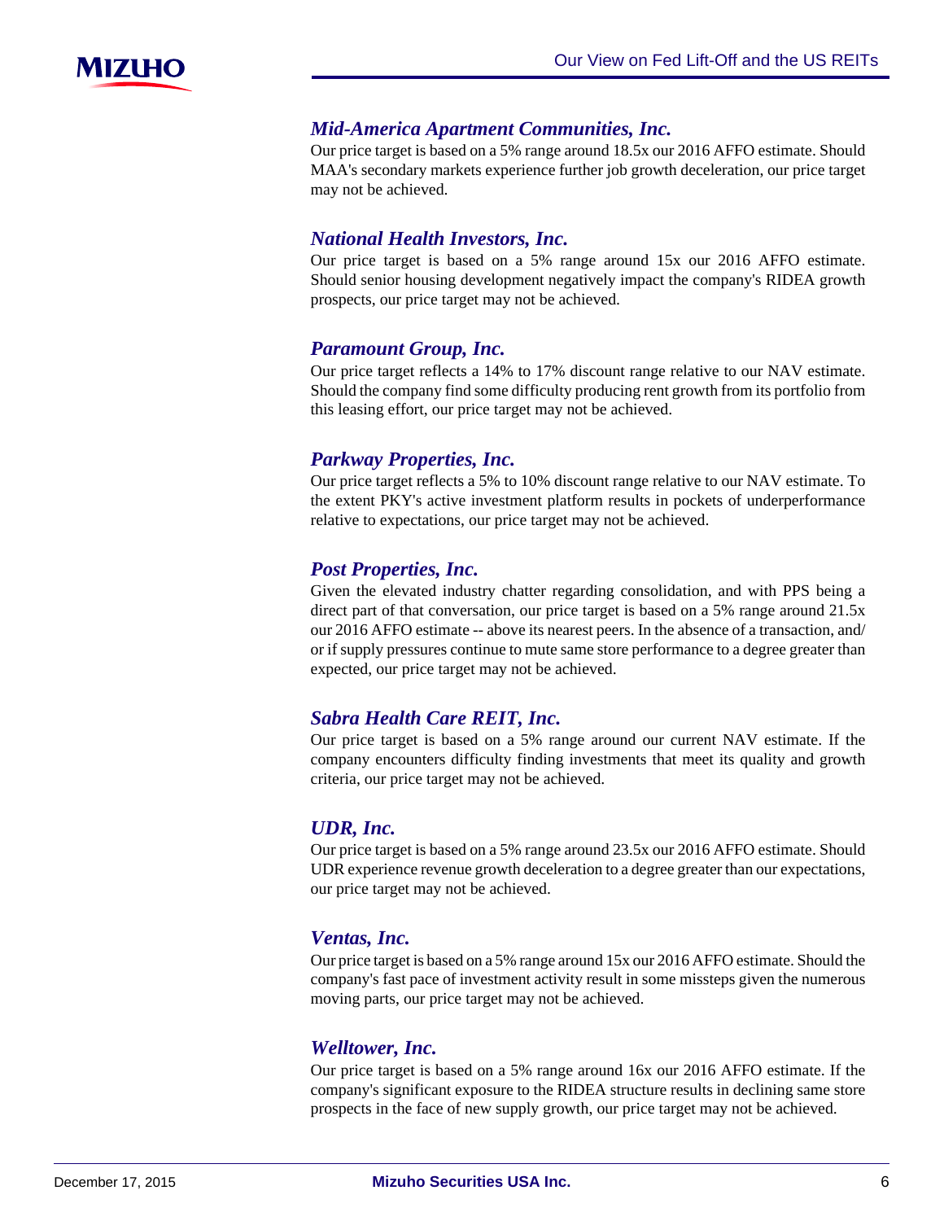### *Mid-America Apartment Communities, Inc.*

Our price target is based on a 5% range around 18.5x our 2016 AFFO estimate. Should MAA's secondary markets experience further job growth deceleration, our price target may not be achieved.

### *National Health Investors, Inc.*

Our price target is based on a 5% range around 15x our 2016 AFFO estimate. Should senior housing development negatively impact the company's RIDEA growth prospects, our price target may not be achieved.

### *Paramount Group, Inc.*

Our price target reflects a 14% to 17% discount range relative to our NAV estimate. Should the company find some difficulty producing rent growth from its portfolio from this leasing effort, our price target may not be achieved.

### *Parkway Properties, Inc.*

Our price target reflects a 5% to 10% discount range relative to our NAV estimate. To the extent PKY's active investment platform results in pockets of underperformance relative to expectations, our price target may not be achieved.

### *Post Properties, Inc.*

Given the elevated industry chatter regarding consolidation, and with PPS being a direct part of that conversation, our price target is based on a 5% range around 21.5x our 2016 AFFO estimate -- above its nearest peers. In the absence of a transaction, and/or if supply pressures continue to mute same store performance to a degree greater than expected, our price target may not be achieved.

### *Sabra Health Care REIT, Inc.*

Our price target is based on a 5% range around our current NAV estimate. If the company encounters difficulty finding investments that meet its quality and growth criteria, our price target may not be achieved.

### *UDR, Inc.*

Our price target is based on a 5% range around 23.5x our 2016 AFFO estimate. Should UDR experience revenue growth deceleration to a degree greater than our expectations, our price target may not be achieved.

### *Ventas, Inc.*

Our price target is based on a 5% range around 15x our 2016 AFFO estimate. Should the company's fast pace of investment activity result in some missteps given the numerous moving parts, our price target may not be achieved.

### *Welltower, Inc.*

Our price target is based on a 5% range around 16x our 2016 AFFO estimate. If the company's significant exposure to the RIDEA structure results in declining same store prospects in the face of new supply growth, our price target may not be achieved.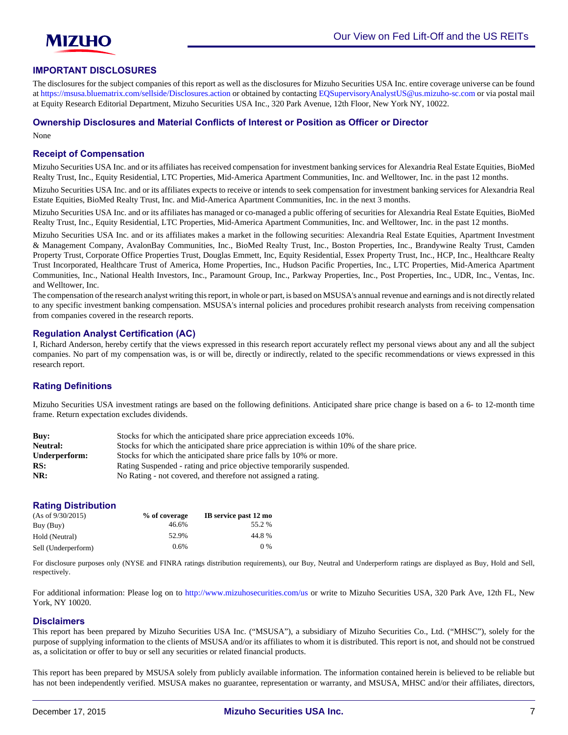## IMPORTANT DISCLOSURES

The disclosures for the subject companies of this report as well as the disclosures for Mizuho Securities USA Inc. entire coverage universe can be found at https://msusa.bluematrix.com/sellside/Disclosures.action or obtained by contacting EQSupervisoryAnalystUS@us.mizuho-sc.com or via postal mail at Equity Research Editorial Department, Mizuho Securities USA Inc., 320 Park Avenue, 12th Floor, New York NY, 10022.

### Ownership Disclosures and Material Conflicts of Interest or Position as Officer or Director

None

### Receipt of Compensation

Mizuho Securities USA Inc. and or its affiliates has received compensation for investment banking services for Alexandria Real Estate Equities, BioMed Realty Trust, Inc., Equity Residential, LTC Properties, Mid-America Apartment Communities, Inc. and Welltower, Inc. in the past 12 months.

Mizuho Securities USA Inc. and or its affiliates expects to receive or intends to seek compensation for investment banking services for Alexandria Real Estate Equities, BioMed Realty Trust, Inc. and Mid-America Apartment Communities, Inc. in the next 3 months.

Mizuho Securities USA Inc. and or its affiliates has managed or co-managed a public offering of securities for Alexandria Real Estate Equities, BioMed Realty Trust, Inc., Equity Residential, LTC Properties, Mid-America Apartment Communities, Inc. and Welltower, Inc. in the past 12 months.

Mizuho Securities USA Inc. and or its affiliates makes a market in the following securities: Alexandria Real Estate Equities, Apartment Investment & Management Company, AvalonBay Communities, Inc., BioMed Realty Trust, Inc., Boston Properties, Inc., Brandywine Realty Trust, Camden Property Trust, Corporate Office Properties Trust, Douglas Emmett, Inc, Equity Residential, Essex Property Trust, Inc., HCP, Inc., Healthcare Realty Trust Incorporated, Healthcare Trust of America, Home Properties, Inc., Hudson Pacific Properties, Inc., LTC Properties, Mid-America Apartment Communities, Inc., National Health Investors, Inc., Paramount Group, Inc., Parkway Properties, Inc., Post Properties, Inc., UDR, Inc., Ventas, Inc. and Welltower, Inc.

The compensation of the research analyst writing this report, in whole or part, is based on MSUSA's annual revenue and earnings and is not directly related to any specific investment banking compensation. MSUSA's internal policies and procedures prohibit research analysts from receiving compensation from companies covered in the research reports.

### Regulation Analyst Certification (AC)

I, Richard Anderson, hereby certify that the views expressed in this research report accurately reflect my personal views about any and all the subject companies. No part of my compensation was, is or will be, directly or indirectly, related to the specific recommendations or views expressed in this research report.

### Rating Definitions

Mizuho Securities USA investment ratings are based on the following definitions. Anticipated share price change is based on a 6- to 12-month time frame. Return expectation excludes dividends.

| | |
|---|---|
| **Buy:** | Stocks for which the anticipated share price appreciation exceeds 10%. |
| **Neutral:** | Stocks for which the anticipated share price appreciation is within 10% of the share price. |
| **Underperform:** | Stocks for which the anticipated share price falls by 10% or more. |
| **RS:** | Rating Suspended - rating and price objective temporarily suspended. |
| **NR:** | No Rating - not covered, and therefore not assigned a rating. |

### Rating Distribution

| (As of 9/30/2015) | % of coverage | IB service past 12 mo |
|---|---|---|
| Buy (Buy) | 46.6% | 55.2 % |
| Hold (Neutral) | 52.9% | 44.8 % |
| Sell (Underperform) | 0.6% | 0 % |

For disclosure purposes only (NYSE and FINRA ratings distribution requirements), our Buy, Neutral and Underperform ratings are displayed as Buy, Hold and Sell, respectively.

For additional information: Please log on to http://www.mizuhosecurities.com/us or write to Mizuho Securities USA, 320 Park Ave, 12th FL, New York, NY 10020.

### Disclaimers

This report has been prepared by Mizuho Securities USA Inc. ("MSUSA"), a subsidiary of Mizuho Securities Co., Ltd. ("MHSC"), solely for the purpose of supplying information to the clients of MSUSA and/or its affiliates to whom it is distributed. This report is not, and should not be construed as, a solicitation or offer to buy or sell any securities or related financial products.

This report has been prepared by MSUSA solely from publicly available information. The information contained herein is believed to be reliable but has not been independently verified. MSUSA makes no guarantee, representation or warranty, and MSUSA, MHSC and/or their affiliates, directors,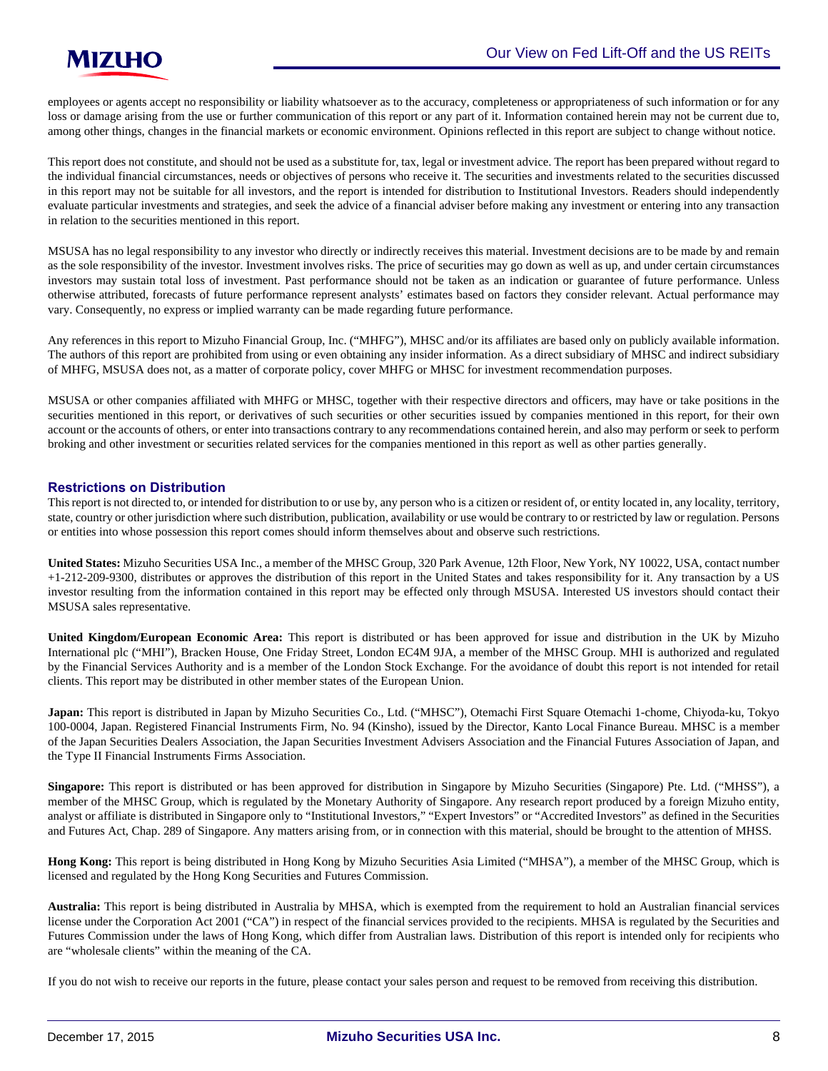employees or agents accept no responsibility or liability whatsoever as to the accuracy, completeness or appropriateness of such information or for any loss or damage arising from the use or further communication of this report or any part of it. Information contained herein may not be current due to, among other things, changes in the financial markets or economic environment. Opinions reflected in this report are subject to change without notice.

This report does not constitute, and should not be used as a substitute for, tax, legal or investment advice. The report has been prepared without regard to the individual financial circumstances, needs or objectives of persons who receive it. The securities and investments related to the securities discussed in this report may not be suitable for all investors, and the report is intended for distribution to Institutional Investors. Readers should independently evaluate particular investments and strategies, and seek the advice of a financial adviser before making any investment or entering into any transaction in relation to the securities mentioned in this report.

MSUSA has no legal responsibility to any investor who directly or indirectly receives this material. Investment decisions are to be made by and remain as the sole responsibility of the investor. Investment involves risks. The price of securities may go down as well as up, and under certain circumstances investors may sustain total loss of investment. Past performance should not be taken as an indication or guarantee of future performance. Unless otherwise attributed, forecasts of future performance represent analysts' estimates based on factors they consider relevant. Actual performance may vary. Consequently, no express or implied warranty can be made regarding future performance.

Any references in this report to Mizuho Financial Group, Inc. ("MHFG"), MHSC and/or its affiliates are based only on publicly available information. The authors of this report are prohibited from using or even obtaining any insider information. As a direct subsidiary of MHSC and indirect subsidiary of MHFG, MSUSA does not, as a matter of corporate policy, cover MHFG or MHSC for investment recommendation purposes.

MSUSA or other companies affiliated with MHFG or MHSC, together with their respective directors and officers, may have or take positions in the securities mentioned in this report, or derivatives of such securities or other securities issued by companies mentioned in this report, for their own account or the accounts of others, or enter into transactions contrary to any recommendations contained herein, and also may perform or seek to perform broking and other investment or securities related services for the companies mentioned in this report as well as other parties generally.

### Restrictions on Distribution

This report is not directed to, or intended for distribution to or use by, any person who is a citizen or resident of, or entity located in, any locality, territory, state, country or other jurisdiction where such distribution, publication, availability or use would be contrary to or restricted by law or regulation. Persons or entities into whose possession this report comes should inform themselves about and observe such restrictions.

**United States:** Mizuho Securities USA Inc., a member of the MHSC Group, 320 Park Avenue, 12th Floor, New York, NY 10022, USA, contact number +1-212-209-9300, distributes or approves the distribution of this report in the United States and takes responsibility for it. Any transaction by a US investor resulting from the information contained in this report may be effected only through MSUSA. Interested US investors should contact their MSUSA sales representative.

**United Kingdom/European Economic Area:** This report is distributed or has been approved for issue and distribution in the UK by Mizuho International plc ("MHI"), Bracken House, One Friday Street, London EC4M 9JA, a member of the MHSC Group. MHI is authorized and regulated by the Financial Services Authority and is a member of the London Stock Exchange. For the avoidance of doubt this report is not intended for retail clients. This report may be distributed in other member states of the European Union.

**Japan:** This report is distributed in Japan by Mizuho Securities Co., Ltd. ("MHSC"), Otemachi First Square Otemachi 1-chome, Chiyoda-ku, Tokyo 100-0004, Japan. Registered Financial Instruments Firm, No. 94 (Kinsho), issued by the Director, Kanto Local Finance Bureau. MHSC is a member of the Japan Securities Dealers Association, the Japan Securities Investment Advisers Association and the Financial Futures Association of Japan, and the Type II Financial Instruments Firms Association.

**Singapore:** This report is distributed or has been approved for distribution in Singapore by Mizuho Securities (Singapore) Pte. Ltd. ("MHSS"), a member of the MHSC Group, which is regulated by the Monetary Authority of Singapore. Any research report produced by a foreign Mizuho entity, analyst or affiliate is distributed in Singapore only to "Institutional Investors," "Expert Investors" or "Accredited Investors" as defined in the Securities and Futures Act, Chap. 289 of Singapore. Any matters arising from, or in connection with this material, should be brought to the attention of MHSS.

**Hong Kong:** This report is being distributed in Hong Kong by Mizuho Securities Asia Limited ("MHSA"), a member of the MHSC Group, which is licensed and regulated by the Hong Kong Securities and Futures Commission.

**Australia:** This report is being distributed in Australia by MHSA, which is exempted from the requirement to hold an Australian financial services license under the Corporation Act 2001 ("CA") in respect of the financial services provided to the recipients. MHSA is regulated by the Securities and Futures Commission under the laws of Hong Kong, which differ from Australian laws. Distribution of this report is intended only for recipients who are "wholesale clients" within the meaning of the CA.

If you do not wish to receive our reports in the future, please contact your sales person and request to be removed from receiving this distribution.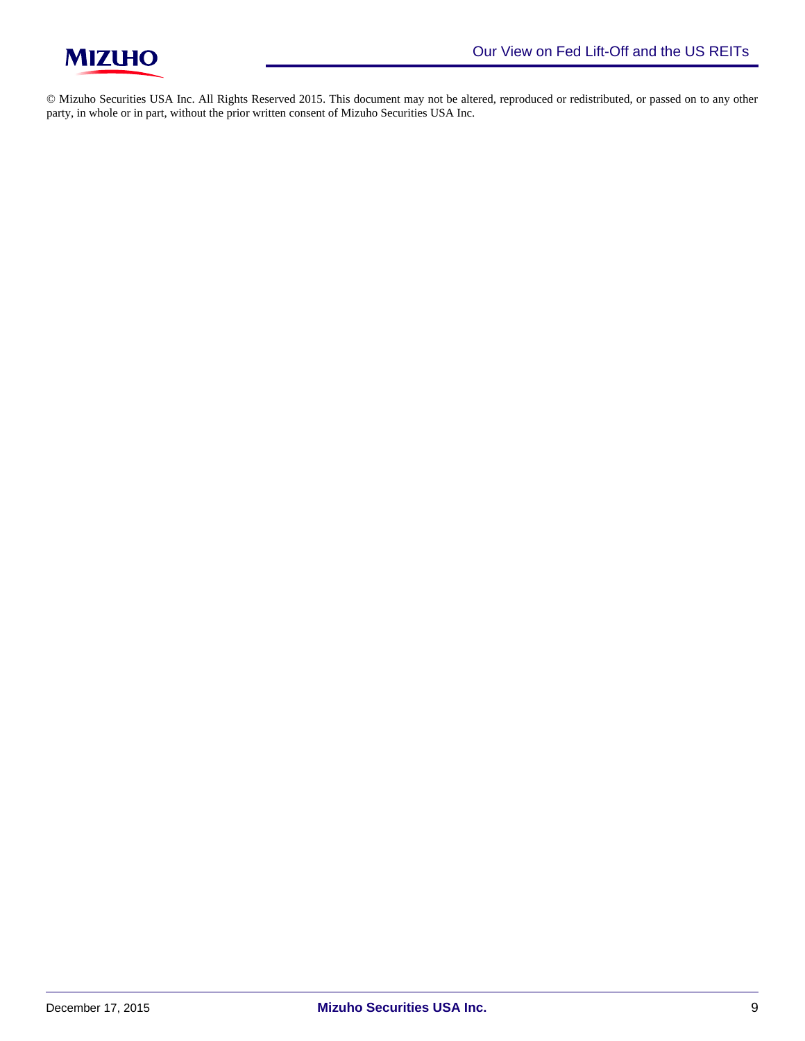© Mizuho Securities USA Inc. All Rights Reserved 2015. This document may not be altered, reproduced or redistributed, or passed on to any other party, in whole or in part, without the prior written consent of Mizuho Securities USA Inc.